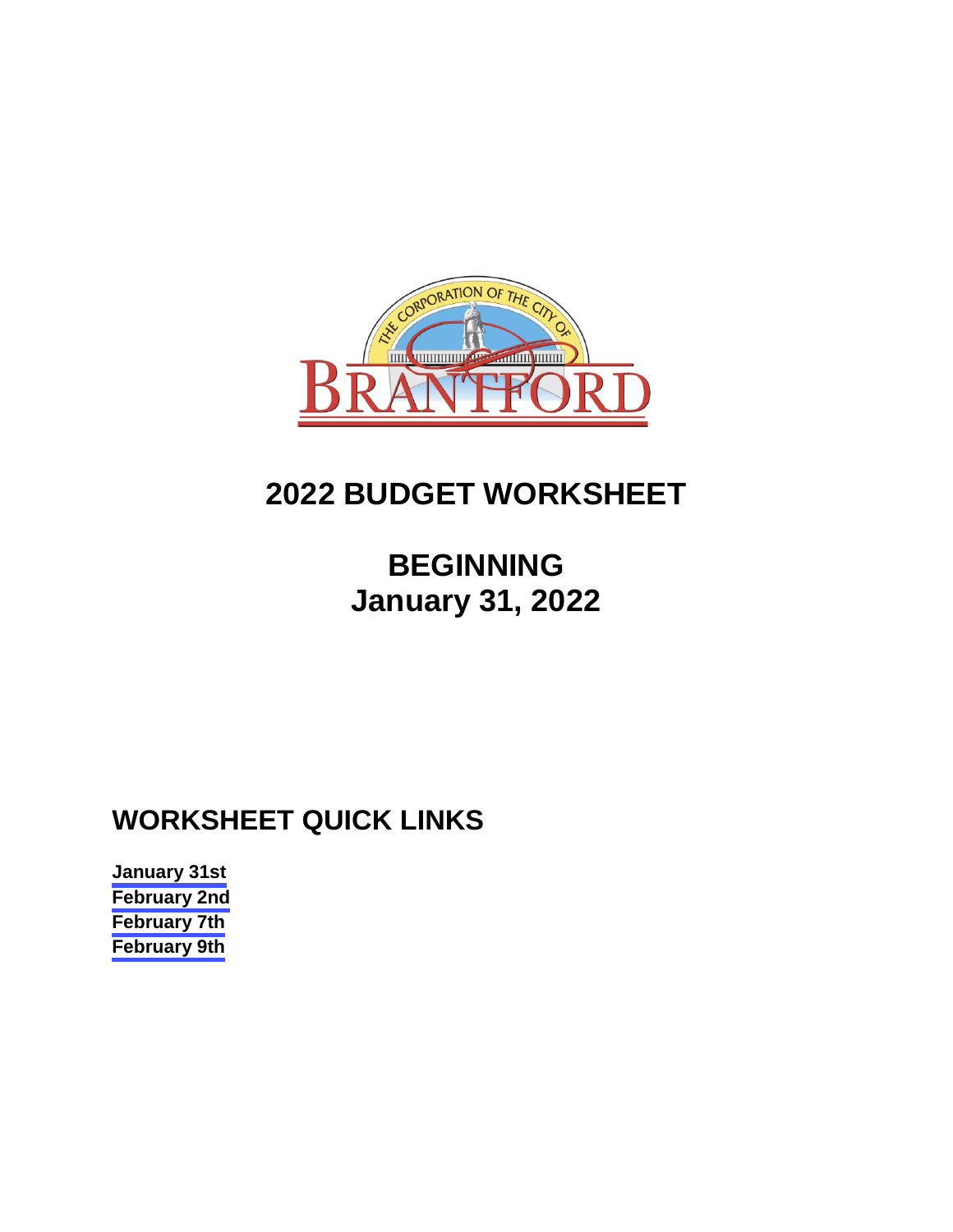# 2022 BUDGET WORKSHEET

## BEGINNING
## January 31, 2022

## WORKSHEET QUICK LINKS

**January 31st**
**February 2nd**
**February 7th**
**February 9th**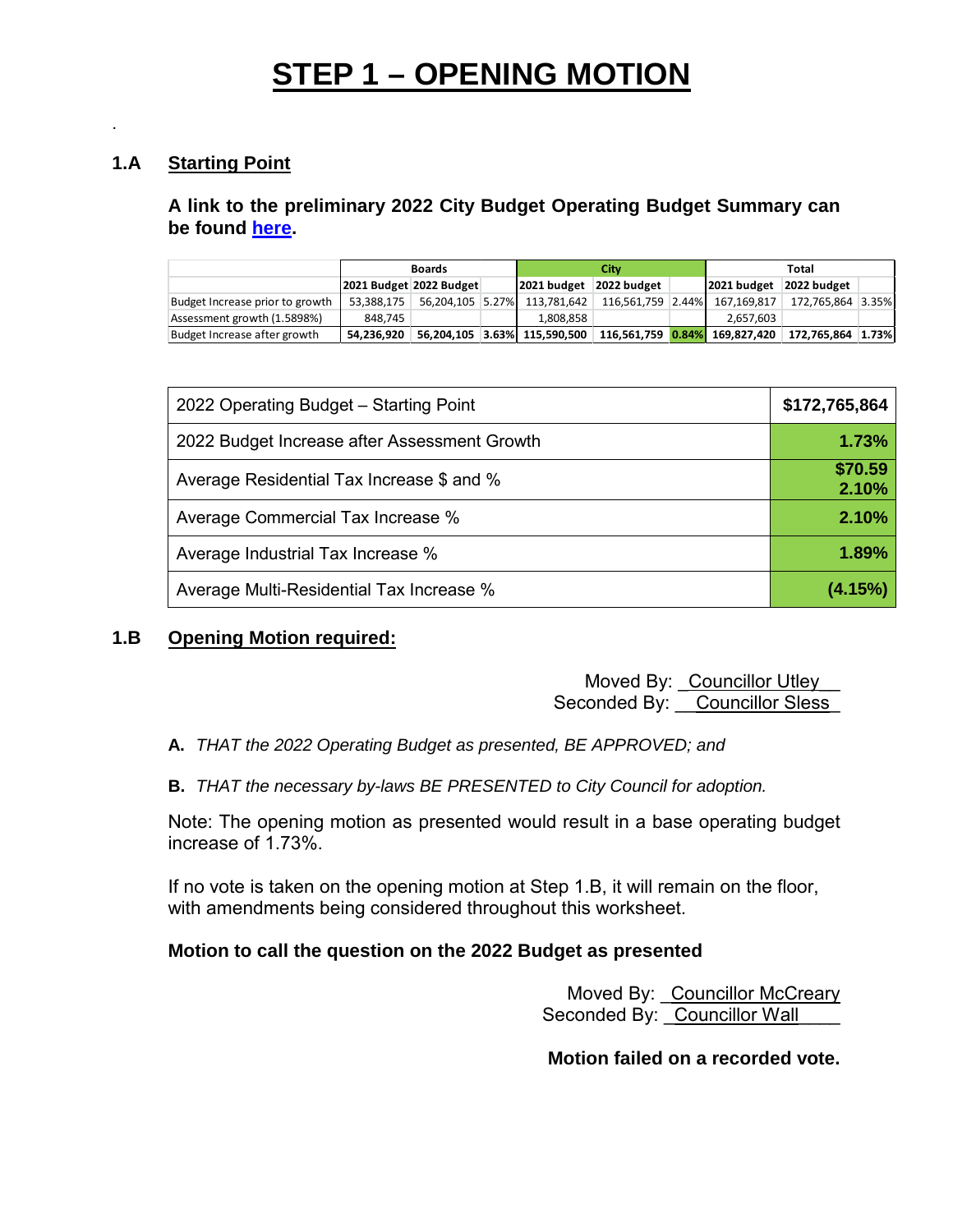# STEP 1 – OPENING MOTION

.

## 1.A Starting Point

**A link to the preliminary 2022 City Budget Operating Budget Summary can be found here.**

| | Boards | | | City | | | Total | | |
|---|---|---|---|---|---|---|---|---|---|
| | 2021 Budget | 2022 Budget | | 2021 budget | 2022 budget | | 2021 budget | 2022 budget | |
| Budget Increase prior to growth | 53,388,175 | 56,204,105 | 5.27% | 113,781,642 | 116,561,759 | 2.44% | 167,169,817 | 172,765,864 | 3.35% |
| Assessment growth (1.5898%) | 848,745 | | | 1,808,858 | | | 2,657,603 | | |
| Budget Increase after growth | **54,236,920** | **56,204,105** | **3.63%** | **115,590,500** | **116,561,759** | **0.84%** | **169,827,420** | **172,765,864** | **1.73%** |

| | |
|---|---|
| 2022 Operating Budget – Starting Point | **$172,765,864** |
| 2022 Budget Increase after Assessment Growth | **1.73%** |
| Average Residential Tax Increase $ and % | **$70.59 2.10%** |
| Average Commercial Tax Increase % | **2.10%** |
| Average Industrial Tax Increase % | **1.89%** |
| Average Multi-Residential Tax Increase % | **(4.15%)** |

## 1.B Opening Motion required:

Moved By: Councillor Utley
Seconded By: Councillor Sless

**A.** *THAT the 2022 Operating Budget as presented, BE APPROVED; and*

**B.** *THAT the necessary by-laws BE PRESENTED to City Council for adoption.*

Note: The opening motion as presented would result in a base operating budget increase of 1.73%.

If no vote is taken on the opening motion at Step 1.B, it will remain on the floor, with amendments being considered throughout this worksheet.

**Motion to call the question on the 2022 Budget as presented**

Moved By: Councillor McCreary
Seconded By: Councillor Wall

**Motion failed on a recorded vote.**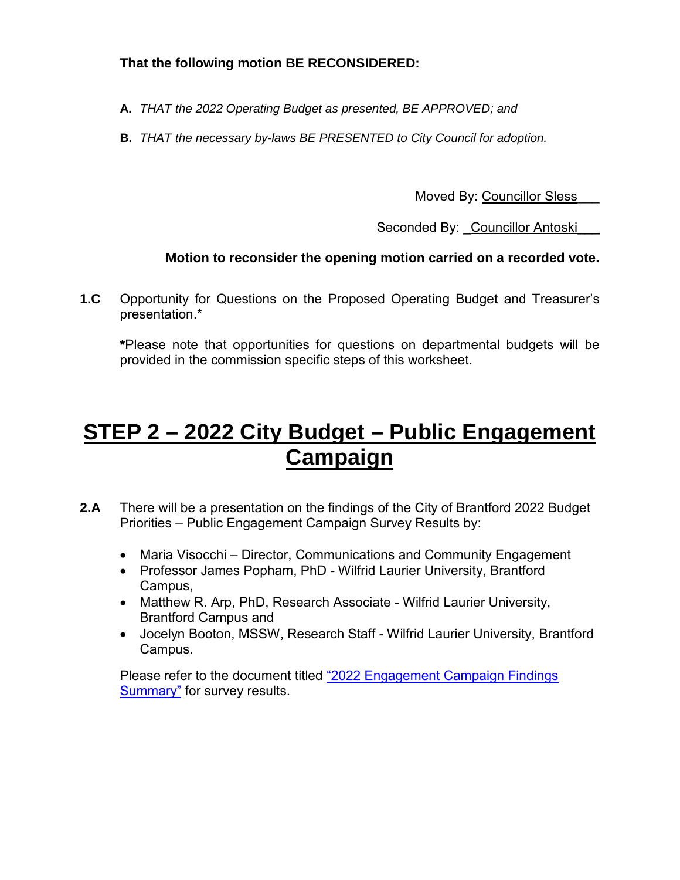**That the following motion BE RECONSIDERED:**

**A.** *THAT the 2022 Operating Budget as presented, BE APPROVED; and*

**B.** *THAT the necessary by-laws BE PRESENTED to City Council for adoption.*

Moved By: Councillor Sless

Seconded By: Councillor Antoski

**Motion to reconsider the opening motion carried on a recorded vote.**

**1.C** Opportunity for Questions on the Proposed Operating Budget and Treasurer's presentation.*

***Please note that opportunities for questions on departmental budgets will be provided in the commission specific steps of this worksheet.

# STEP 2 – 2022 City Budget – Public Engagement Campaign

**2.A** There will be a presentation on the findings of the City of Brantford 2022 Budget Priorities – Public Engagement Campaign Survey Results by:

- Maria Visocchi – Director, Communications and Community Engagement
- Professor James Popham, PhD - Wilfrid Laurier University, Brantford Campus,
- Matthew R. Arp, PhD, Research Associate - Wilfrid Laurier University, Brantford Campus and
- Jocelyn Booton, MSSW, Research Staff - Wilfrid Laurier University, Brantford Campus.

Please refer to the document titled "2022 Engagement Campaign Findings Summary" for survey results.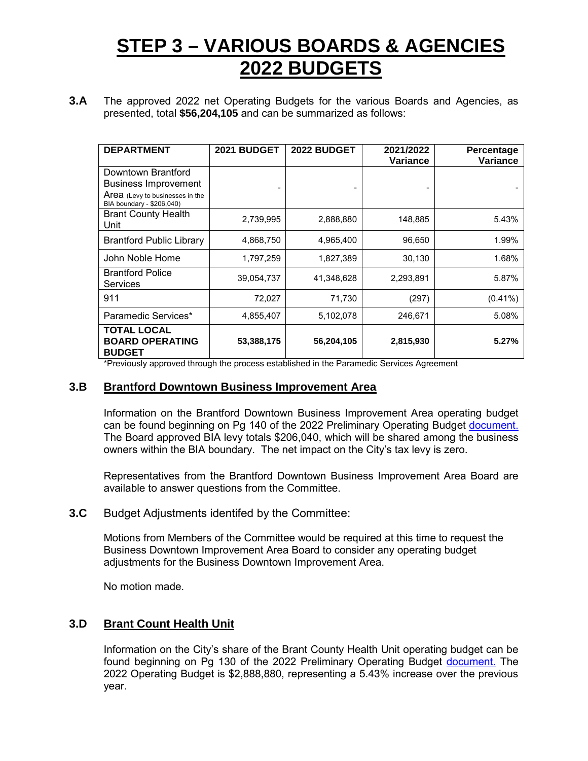# STEP 3 – VARIOUS BOARDS & AGENCIES 2022 BUDGETS

**3.A** The approved 2022 net Operating Budgets for the various Boards and Agencies, as presented, total **$56,204,105** and can be summarized as follows:

| DEPARTMENT | 2021 BUDGET | 2022 BUDGET | 2021/2022 Variance | Percentage Variance |
|---|---|---|---|---|
| Downtown Brantford Business Improvement Area (Levy to businesses in the BIA boundary - $206,040) | - | - | - | - |
| Brant County Health Unit | 2,739,995 | 2,888,880 | 148,885 | 5.43% |
| Brantford Public Library | 4,868,750 | 4,965,400 | 96,650 | 1.99% |
| John Noble Home | 1,797,259 | 1,827,389 | 30,130 | 1.68% |
| Brantford Police Services | 39,054,737 | 41,348,628 | 2,293,891 | 5.87% |
| 911 | 72,027 | 71,730 | (297) | (0.41%) |
| Paramedic Services* | 4,855,407 | 5,102,078 | 246,671 | 5.08% |
| **TOTAL LOCAL BOARD OPERATING BUDGET** | **53,388,175** | **56,204,105** | **2,815,930** | **5.27%** |

*Previously approved through the process established in the Paramedic Services Agreement

## 3.B Brantford Downtown Business Improvement Area

Information on the Brantford Downtown Business Improvement Area operating budget can be found beginning on Pg 140 of the 2022 Preliminary Operating Budget document. The Board approved BIA levy totals $206,040, which will be shared among the business owners within the BIA boundary. The net impact on the City's tax levy is zero.

Representatives from the Brantford Downtown Business Improvement Area Board are available to answer questions from the Committee.

**3.C** Budget Adjustments identifed by the Committee:

Motions from Members of the Committee would be required at this time to request the Business Downtown Improvement Area Board to consider any operating budget adjustments for the Business Downtown Improvement Area.

No motion made.

## 3.D Brant Count Health Unit

Information on the City's share of the Brant County Health Unit operating budget can be found beginning on Pg 130 of the 2022 Preliminary Operating Budget document. The 2022 Operating Budget is $2,888,880, representing a 5.43% increase over the previous year.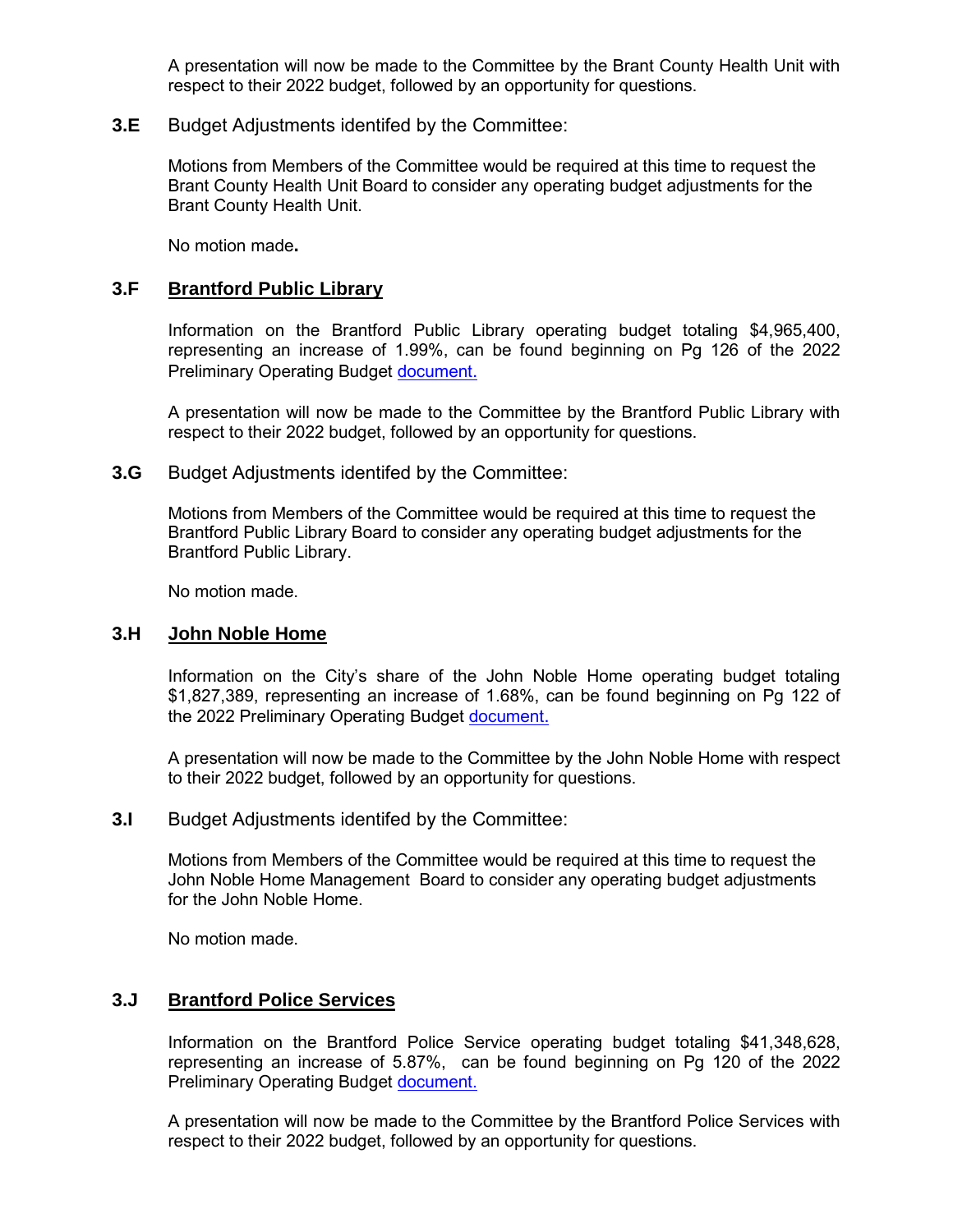A presentation will now be made to the Committee by the Brant County Health Unit with respect to their 2022 budget, followed by an opportunity for questions.

**3.E** Budget Adjustments identifed by the Committee:

Motions from Members of the Committee would be required at this time to request the Brant County Health Unit Board to consider any operating budget adjustments for the Brant County Health Unit.

No motion made**.**

## 3.F Brantford Public Library

Information on the Brantford Public Library operating budget totaling $4,965,400, representing an increase of 1.99%, can be found beginning on Pg 126 of the 2022 Preliminary Operating Budget document.

A presentation will now be made to the Committee by the Brantford Public Library with respect to their 2022 budget, followed by an opportunity for questions.

**3.G** Budget Adjustments identifed by the Committee:

Motions from Members of the Committee would be required at this time to request the Brantford Public Library Board to consider any operating budget adjustments for the Brantford Public Library.

No motion made.

## 3.H John Noble Home

Information on the City's share of the John Noble Home operating budget totaling $1,827,389, representing an increase of 1.68%, can be found beginning on Pg 122 of the 2022 Preliminary Operating Budget document.

A presentation will now be made to the Committee by the John Noble Home with respect to their 2022 budget, followed by an opportunity for questions.

**3.I** Budget Adjustments identifed by the Committee:

Motions from Members of the Committee would be required at this time to request the John Noble Home Management Board to consider any operating budget adjustments for the John Noble Home.

No motion made.

## 3.J Brantford Police Services

Information on the Brantford Police Service operating budget totaling $41,348,628, representing an increase of 5.87%, can be found beginning on Pg 120 of the 2022 Preliminary Operating Budget document.

A presentation will now be made to the Committee by the Brantford Police Services with respect to their 2022 budget, followed by an opportunity for questions.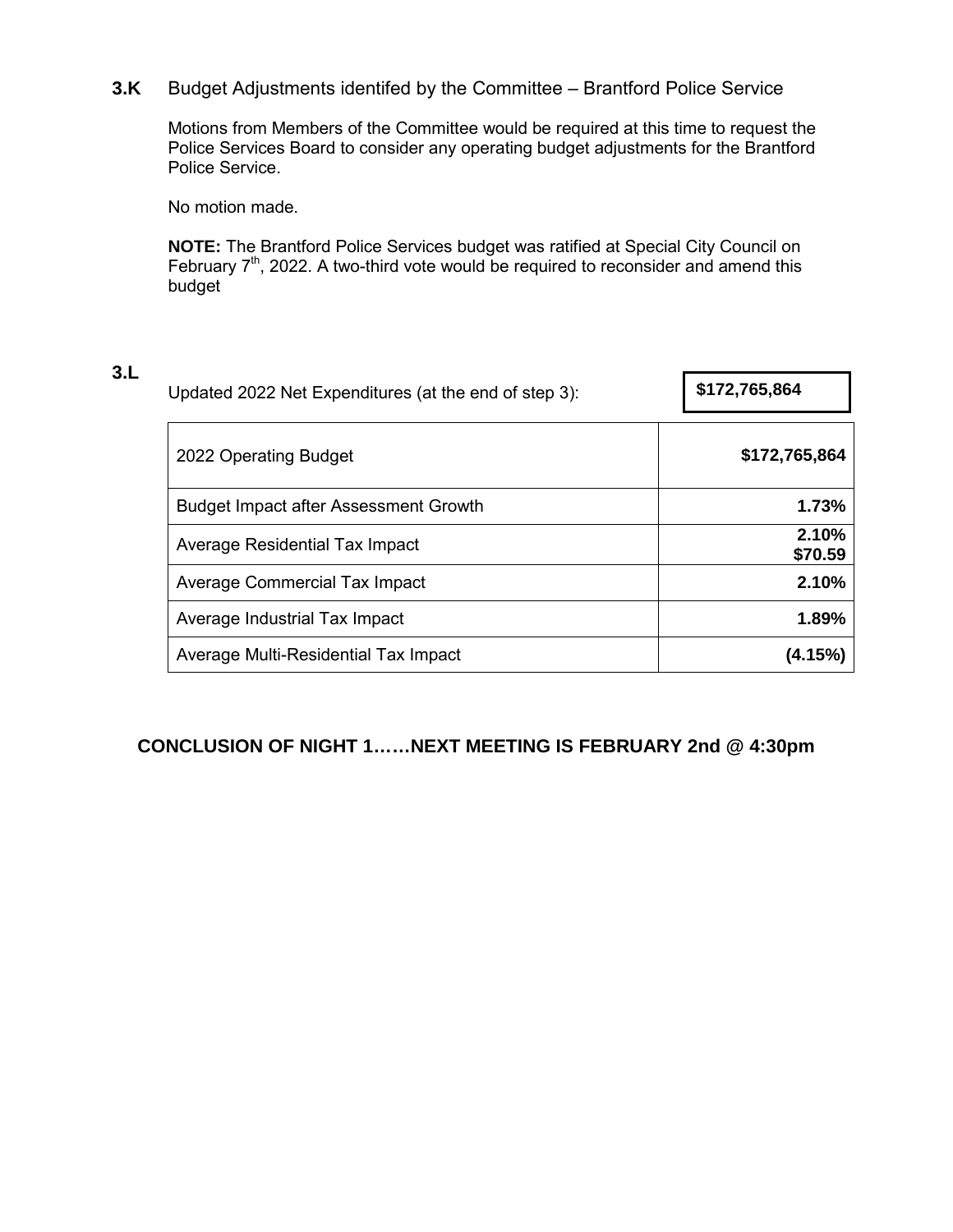**3.K** Budget Adjustments identifed by the Committee – Brantford Police Service

Motions from Members of the Committee would be required at this time to request the Police Services Board to consider any operating budget adjustments for the Brantford Police Service.

No motion made.

**NOTE:** The Brantford Police Services budget was ratified at Special City Council on February 7th, 2022. A two-third vote would be required to reconsider and amend this budget

**3.L**

Updated 2022 Net Expenditures (at the end of step 3): **$172,765,864**

| 2022 Operating Budget | **$172,765,864** |
|---|---|
| Budget Impact after Assessment Growth | **1.73%** |
| Average Residential Tax Impact | **2.10%** **$70.59** |
| Average Commercial Tax Impact | **2.10%** |
| Average Industrial Tax Impact | **1.89%** |
| Average Multi-Residential Tax Impact | **(4.15%)** |

**CONCLUSION OF NIGHT 1……NEXT MEETING IS FEBRUARY 2nd @ 4:30pm**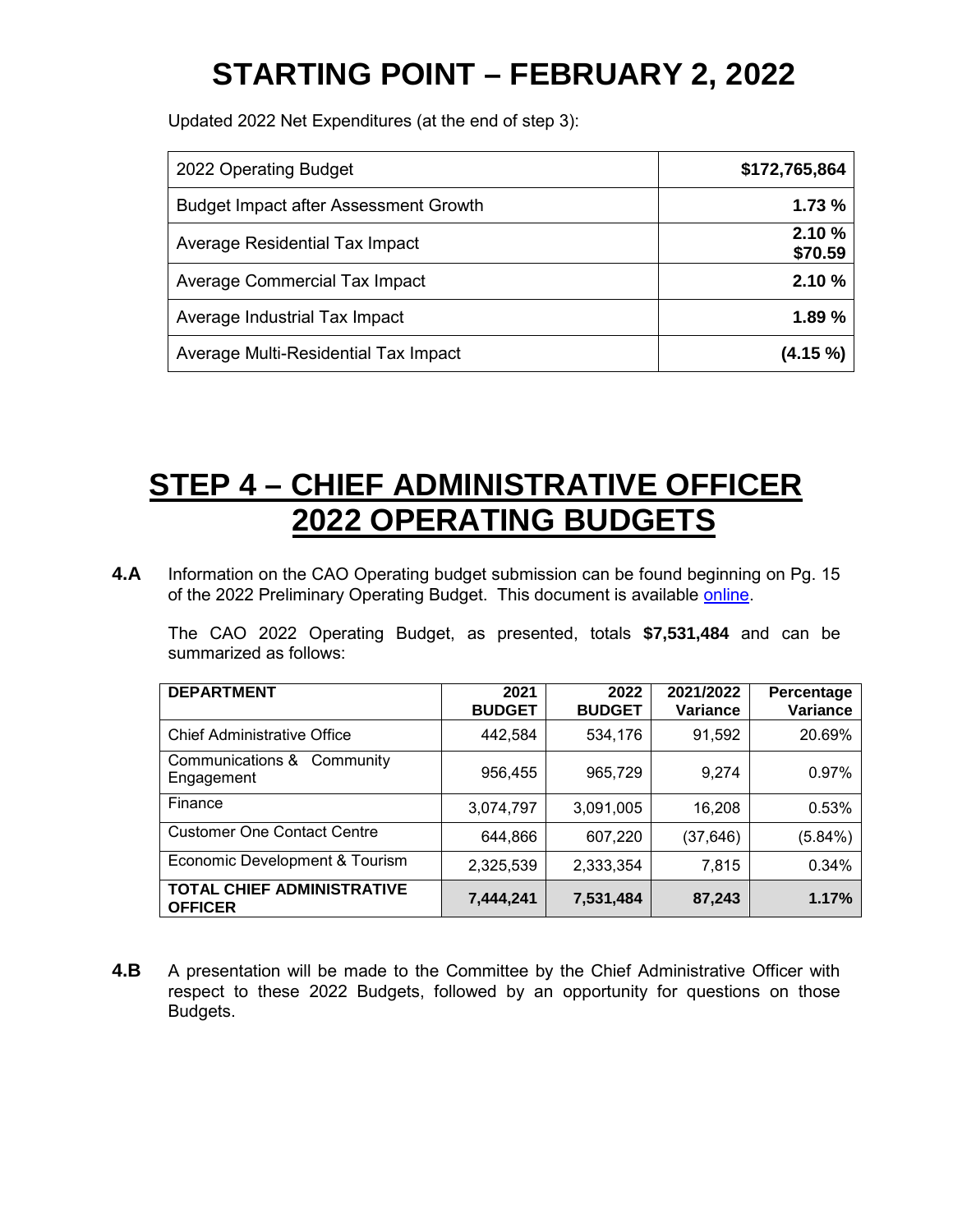# STARTING POINT – FEBRUARY 2, 2022

Updated 2022 Net Expenditures (at the end of step 3):

| | |
|---|---|
| 2022 Operating Budget | **$172,765,864** |
| Budget Impact after Assessment Growth | **1.73 %** |
| Average Residential Tax Impact | **2.10 %**<br>**$70.59** |
| Average Commercial Tax Impact | **2.10 %** |
| Average Industrial Tax Impact | **1.89 %** |
| Average Multi-Residential Tax Impact | **(4.15 %)** |

# STEP 4 – CHIEF ADMINISTRATIVE OFFICER 2022 OPERATING BUDGETS

**4.A** Information on the CAO Operating budget submission can be found beginning on Pg. 15 of the 2022 Preliminary Operating Budget. This document is available online.

The CAO 2022 Operating Budget, as presented, totals **$7,531,484** and can be summarized as follows:

| DEPARTMENT | 2021 BUDGET | 2022 BUDGET | 2021/2022 Variance | Percentage Variance |
|---|---|---|---|---|
| Chief Administrative Office | 442,584 | 534,176 | 91,592 | 20.69% |
| Communications & Community Engagement | 956,455 | 965,729 | 9,274 | 0.97% |
| Finance | 3,074,797 | 3,091,005 | 16,208 | 0.53% |
| Customer One Contact Centre | 644,866 | 607,220 | (37,646) | (5.84%) |
| Economic Development & Tourism | 2,325,539 | 2,333,354 | 7,815 | 0.34% |
| **TOTAL CHIEF ADMINISTRATIVE OFFICER** | **7,444,241** | **7,531,484** | **87,243** | **1.17%** |

**4.B** A presentation will be made to the Committee by the Chief Administrative Officer with respect to these 2022 Budgets, followed by an opportunity for questions on those Budgets.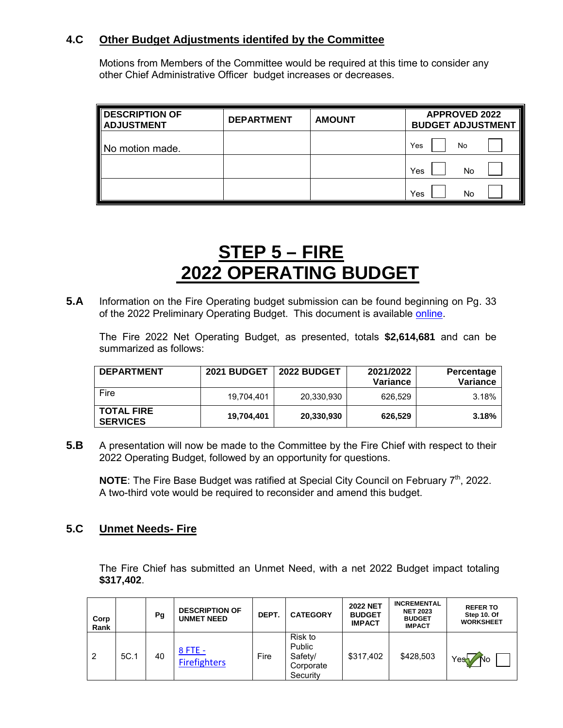**4.C Other Budget Adjustments identifed by the Committee**

Motions from Members of the Committee would be required at this time to consider any other Chief Administrative Officer budget increases or decreases.

| DESCRIPTION OF ADJUSTMENT | DEPARTMENT | AMOUNT | APPROVED 2022 BUDGET ADJUSTMENT |
|---|---|---|---|
| No motion made. | | | Yes ☐ No ☐ |
| | | | Yes ☐ No ☐ |
| | | | Yes ☐ No ☐ |

# STEP 5 – FIRE 2022 OPERATING BUDGET

**5.A** Information on the Fire Operating budget submission can be found beginning on Pg. 33 of the 2022 Preliminary Operating Budget. This document is available online.

The Fire 2022 Net Operating Budget, as presented, totals **$2,614,681** and can be summarized as follows:

| DEPARTMENT | 2021 BUDGET | 2022 BUDGET | 2021/2022 Variance | Percentage Variance |
|---|---|---|---|---|
| Fire | 19,704,401 | 20,330,930 | 626,529 | 3.18% |
| **TOTAL FIRE SERVICES** | **19,704,401** | **20,330,930** | **626,529** | **3.18%** |

**5.B** A presentation will now be made to the Committee by the Fire Chief with respect to their 2022 Operating Budget, followed by an opportunity for questions.

**NOTE**: The Fire Base Budget was ratified at Special City Council on February 7th, 2022. A two-third vote would be required to reconsider and amend this budget.

**5.C Unmet Needs- Fire**

The Fire Chief has submitted an Unmet Need, with a net 2022 Budget impact totaling **$317,402**.

| Corp Rank | | Pg | DESCRIPTION OF UNMET NEED | DEPT. | CATEGORY | 2022 NET BUDGET IMPACT | INCREMENTAL NET 2023 BUDGET IMPACT | REFER TO Step 10. Of WORKSHEET |
|---|---|---|---|---|---|---|---|---|
| 2 | 5C.1 | 40 | 8 FTE - Firefighters | Fire | Risk to Public Safety/ Corporate Security | $317,402 | $428,503 | Yes ☑ No ☐ |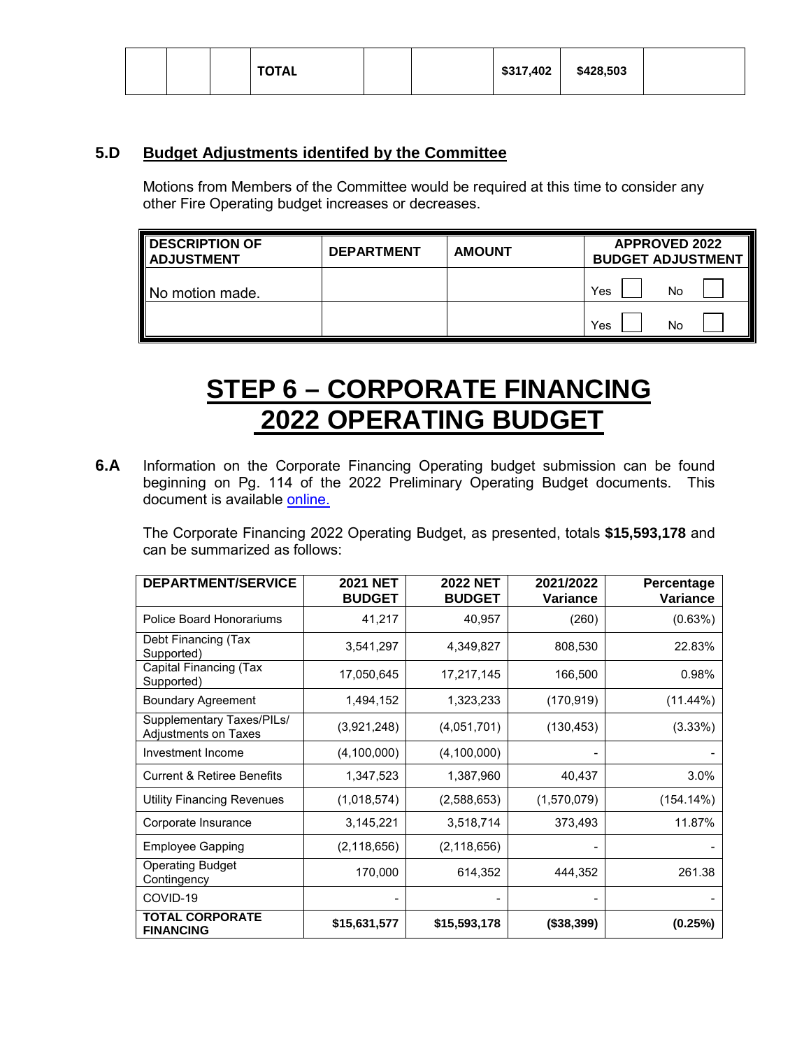| | | | TOTAL | | | $317,402 | $428,503 | |
|---|---|---|---|---|---|---|---|---|

## 5.D Budget Adjustments identifed by the Committee

Motions from Members of the Committee would be required at this time to consider any other Fire Operating budget increases or decreases.

| DESCRIPTION OF ADJUSTMENT | DEPARTMENT | AMOUNT | APPROVED 2022 BUDGET ADJUSTMENT |
|---|---|---|---|
| No motion made. | | | Yes ☐ No ☐ |
| | | | Yes ☐ No ☐ |

# STEP 6 – CORPORATE FINANCING 2022 OPERATING BUDGET

**6.A** Information on the Corporate Financing Operating budget submission can be found beginning on Pg. 114 of the 2022 Preliminary Operating Budget documents. This document is available online.

The Corporate Financing 2022 Operating Budget, as presented, totals **$15,593,178** and can be summarized as follows:

| DEPARTMENT/SERVICE | 2021 NET BUDGET | 2022 NET BUDGET | 2021/2022 Variance | Percentage Variance |
|---|---|---|---|---|
| Police Board Honorariums | 41,217 | 40,957 | (260) | (0.63%) |
| Debt Financing (Tax Supported) | 3,541,297 | 4,349,827 | 808,530 | 22.83% |
| Capital Financing (Tax Supported) | 17,050,645 | 17,217,145 | 166,500 | 0.98% |
| Boundary Agreement | 1,494,152 | 1,323,233 | (170,919) | (11.44%) |
| Supplementary Taxes/PILs/ Adjustments on Taxes | (3,921,248) | (4,051,701) | (130,453) | (3.33%) |
| Investment Income | (4,100,000) | (4,100,000) | - | - |
| Current & Retiree Benefits | 1,347,523 | 1,387,960 | 40,437 | 3.0% |
| Utility Financing Revenues | (1,018,574) | (2,588,653) | (1,570,079) | (154.14%) |
| Corporate Insurance | 3,145,221 | 3,518,714 | 373,493 | 11.87% |
| Employee Gapping | (2,118,656) | (2,118,656) | - | - |
| Operating Budget Contingency | 170,000 | 614,352 | 444,352 | 261.38 |
| COVID-19 | - | - | - | - |
| **TOTAL CORPORATE FINANCING** | **$15,631,577** | **$15,593,178** | **($38,399)** | **(0.25%)** |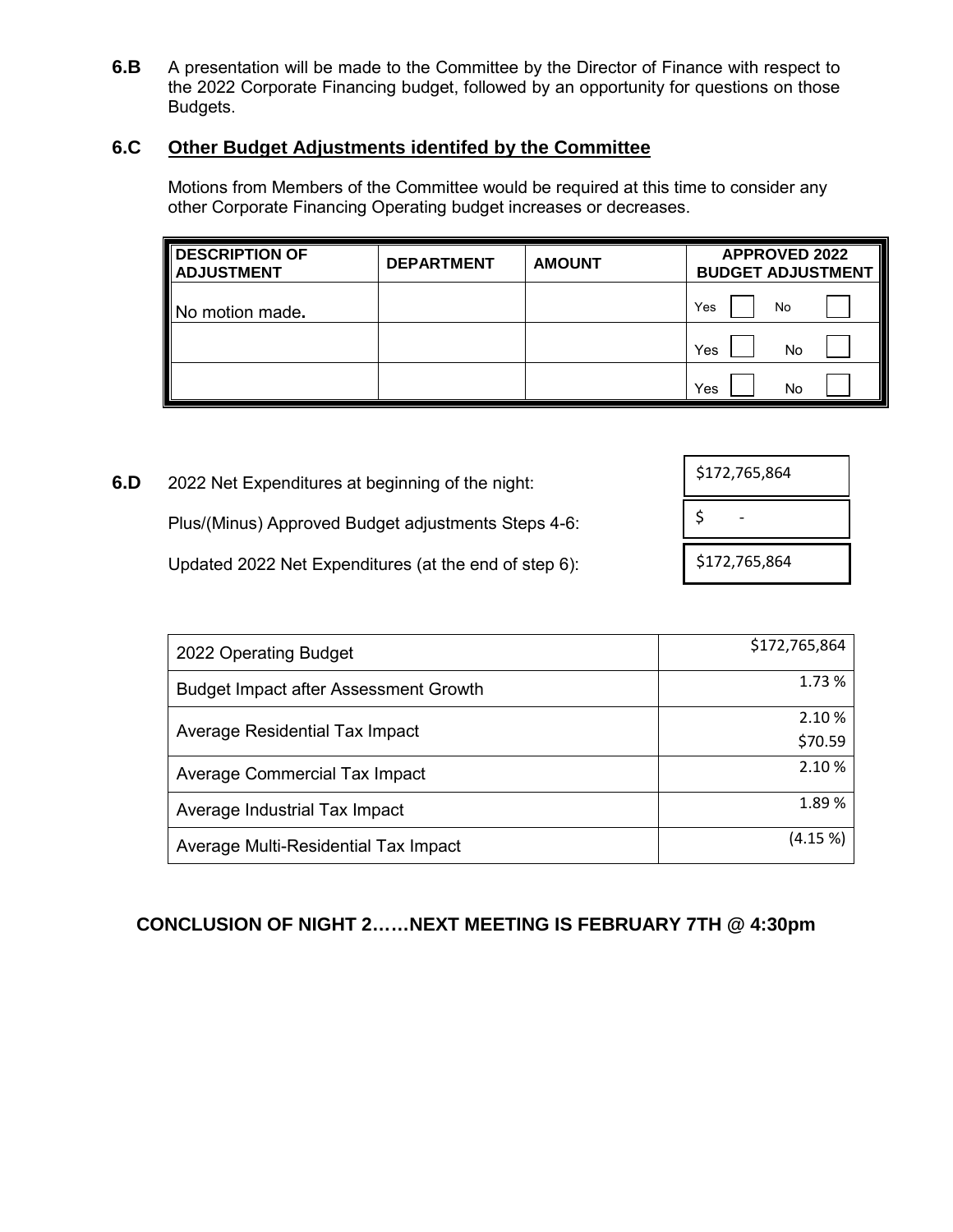**6.B** A presentation will be made to the Committee by the Director of Finance with respect to the 2022 Corporate Financing budget, followed by an opportunity for questions on those Budgets.

### 6.C Other Budget Adjustments identifed by the Committee

Motions from Members of the Committee would be required at this time to consider any other Corporate Financing Operating budget increases or decreases.

| DESCRIPTION OF ADJUSTMENT | DEPARTMENT | AMOUNT | APPROVED 2022 BUDGET ADJUSTMENT |
|---|---|---|---|
| No motion made**.** | | | Yes ☐ No ☐ |
| | | | Yes ☐ No ☐ |
| | | | Yes ☐ No ☐ |

**6.D** 2022 Net Expenditures at beginning of the night: $172,765,864

Plus/(Minus) Approved Budget adjustments Steps 4-6: $ -

Updated 2022 Net Expenditures (at the end of step 6): $172,765,864

| | |
|---|---|
| 2022 Operating Budget | $172,765,864 |
| Budget Impact after Assessment Growth | 1.73 % |
| Average Residential Tax Impact | 2.10 %<br>$70.59 |
| Average Commercial Tax Impact | 2.10 % |
| Average Industrial Tax Impact | 1.89 % |
| Average Multi-Residential Tax Impact | (4.15 %) |

**CONCLUSION OF NIGHT 2……NEXT MEETING IS FEBRUARY 7TH @ 4:30pm**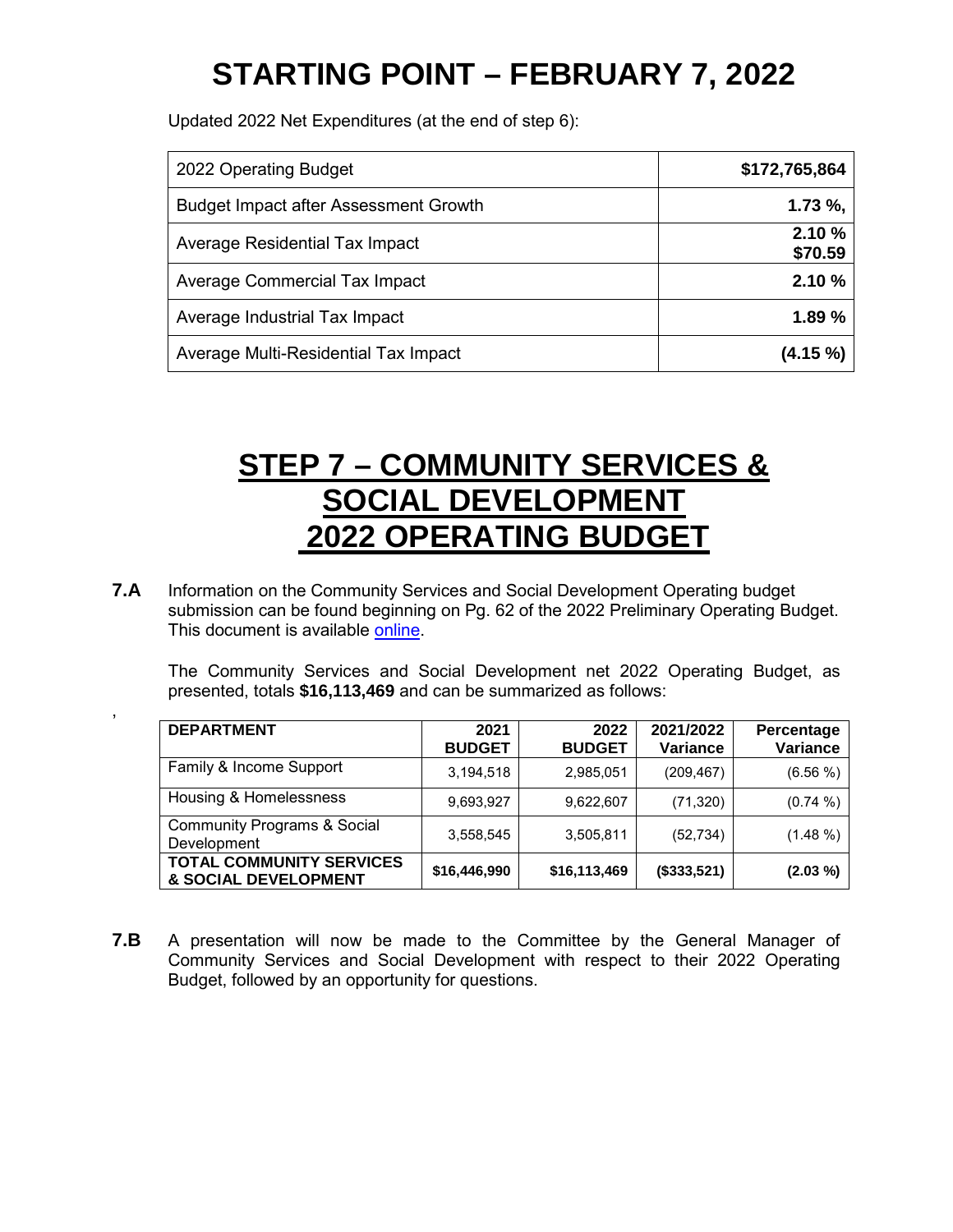# STARTING POINT – FEBRUARY 7, 2022

Updated 2022 Net Expenditures (at the end of step 6):

| | |
|---|---|
| 2022 Operating Budget | **$172,765,864** |
| Budget Impact after Assessment Growth | **1.73 %,** |
| Average Residential Tax Impact | **2.10 %<br>$70.59** |
| Average Commercial Tax Impact | **2.10 %** |
| Average Industrial Tax Impact | **1.89 %** |
| Average Multi-Residential Tax Impact | **(4.15 %)** |

# STEP 7 – COMMUNITY SERVICES & SOCIAL DEVELOPMENT 2022 OPERATING BUDGET

**7.A** Information on the Community Services and Social Development Operating budget submission can be found beginning on Pg. 62 of the 2022 Preliminary Operating Budget. This document is available online.

The Community Services and Social Development net 2022 Operating Budget, as presented, totals **$16,113,469** and can be summarized as follows:

,

| DEPARTMENT | 2021 BUDGET | 2022 BUDGET | 2021/2022 Variance | Percentage Variance |
|---|---|---|---|---|
| Family & Income Support | 3,194,518 | 2,985,051 | (209,467) | (6.56 %) |
| Housing & Homelessness | 9,693,927 | 9,622,607 | (71,320) | (0.74 %) |
| Community Programs & Social Development | 3,558,545 | 3,505,811 | (52,734) | (1.48 %) |
| **TOTAL COMMUNITY SERVICES & SOCIAL DEVELOPMENT** | **$16,446,990** | **$16,113,469** | **($333,521)** | **(2.03 %)** |

**7.B** A presentation will now be made to the Committee by the General Manager of Community Services and Social Development with respect to their 2022 Operating Budget, followed by an opportunity for questions.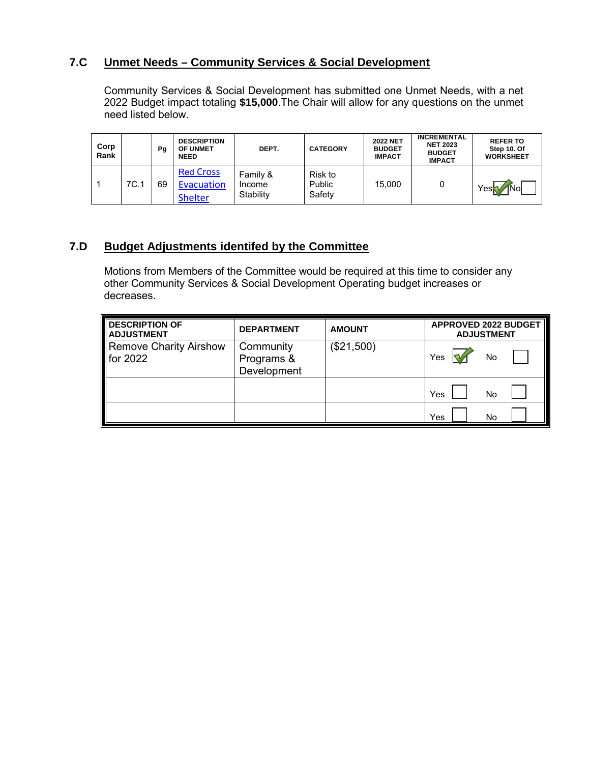## 7.C Unmet Needs – Community Services & Social Development

Community Services & Social Development has submitted one Unmet Needs, with a net 2022 Budget impact totaling **$15,000**.The Chair will allow for any questions on the unmet need listed below.

| Corp Rank | | Pg | DESCRIPTION OF UNMET NEED | DEPT. | CATEGORY | 2022 NET BUDGET IMPACT | INCREMENTAL NET 2023 BUDGET IMPACT | REFER TO Step 10. Of WORKSHEET |
|---|---|---|---|---|---|---|---|---|
| 1 | 7C.1 | 69 | Red Cross Evacuation Shelter | Family & Income Stability | Risk to Public Safety | 15,000 | 0 | Yes ☑ No ☐ |

## 7.D Budget Adjustments identifed by the Committee

Motions from Members of the Committee would be required at this time to consider any other Community Services & Social Development Operating budget increases or decreases.

| DESCRIPTION OF ADJUSTMENT | DEPARTMENT | AMOUNT | APPROVED 2022 BUDGET ADJUSTMENT |
|---|---|---|---|
| Remove Charity Airshow for 2022 | Community Programs & Development | ($21,500) | Yes ☑ No ☐ |
| | | | Yes ☐ No ☐ |
| | | | Yes ☐ No ☐ |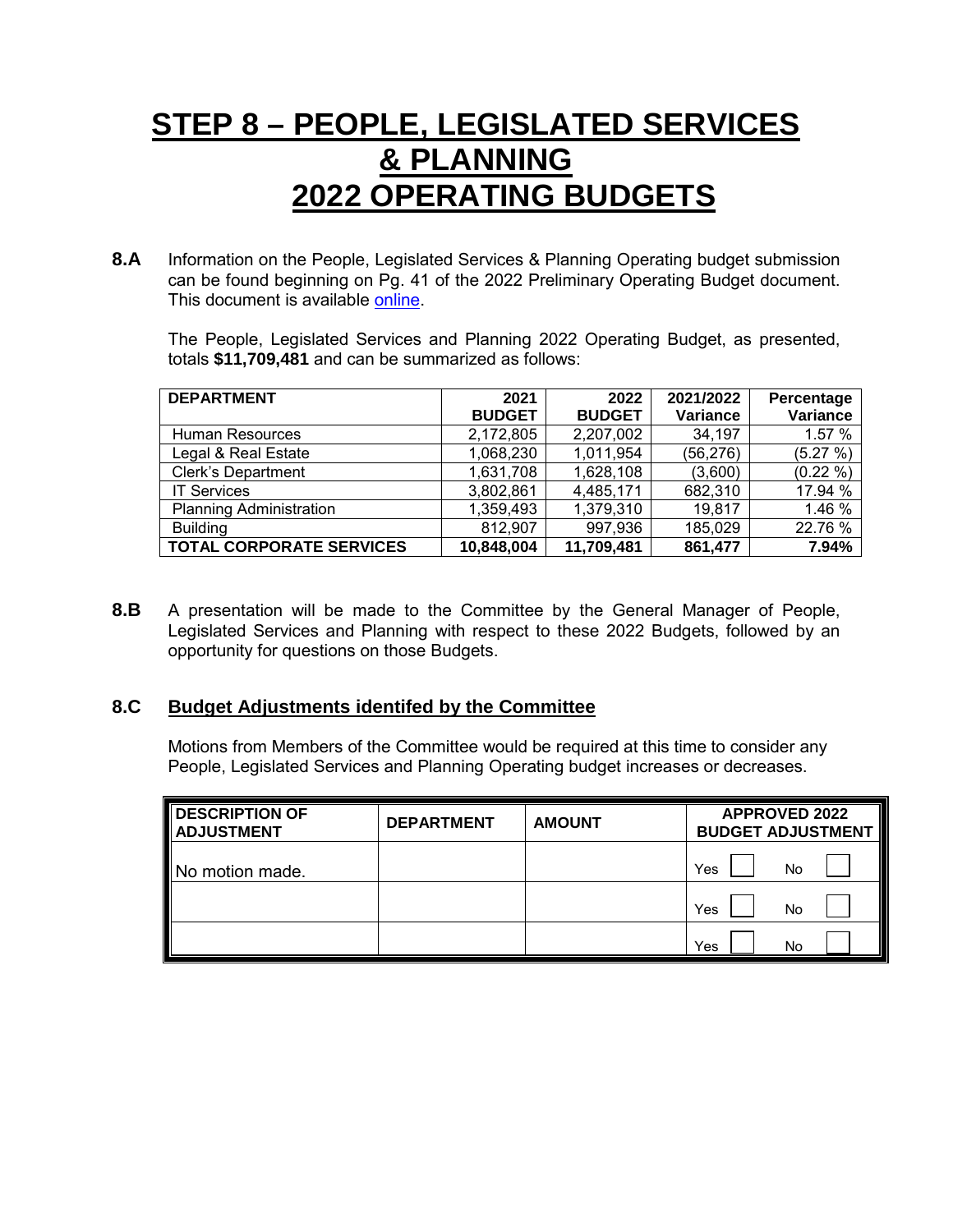# STEP 8 – PEOPLE, LEGISLATED SERVICES & PLANNING 2022 OPERATING BUDGETS

**8.A** Information on the People, Legislated Services & Planning Operating budget submission can be found beginning on Pg. 41 of the 2022 Preliminary Operating Budget document. This document is available online.

The People, Legislated Services and Planning 2022 Operating Budget, as presented, totals **$11,709,481** and can be summarized as follows:

| DEPARTMENT | 2021 BUDGET | 2022 BUDGET | 2021/2022 Variance | Percentage Variance |
|---|---|---|---|---|
| Human Resources | 2,172,805 | 2,207,002 | 34,197 | 1.57 % |
| Legal & Real Estate | 1,068,230 | 1,011,954 | (56,276) | (5.27 %) |
| Clerk's Department | 1,631,708 | 1,628,108 | (3,600) | (0.22 %) |
| IT Services | 3,802,861 | 4,485,171 | 682,310 | 17.94 % |
| Planning Administration | 1,359,493 | 1,379,310 | 19,817 | 1.46 % |
| Building | 812,907 | 997,936 | 185,029 | 22.76 % |
| **TOTAL CORPORATE SERVICES** | **10,848,004** | **11,709,481** | **861,477** | **7.94%** |

**8.B** A presentation will be made to the Committee by the General Manager of People, Legislated Services and Planning with respect to these 2022 Budgets, followed by an opportunity for questions on those Budgets.

## 8.C Budget Adjustments identifed by the Committee

Motions from Members of the Committee would be required at this time to consider any People, Legislated Services and Planning Operating budget increases or decreases.

| DESCRIPTION OF ADJUSTMENT | DEPARTMENT | AMOUNT | APPROVED 2022 BUDGET ADJUSTMENT |
|---|---|---|---|
| No motion made. | | | Yes ☐ No ☐ |
| | | | Yes ☐ No ☐ |
| | | | Yes ☐ No ☐ |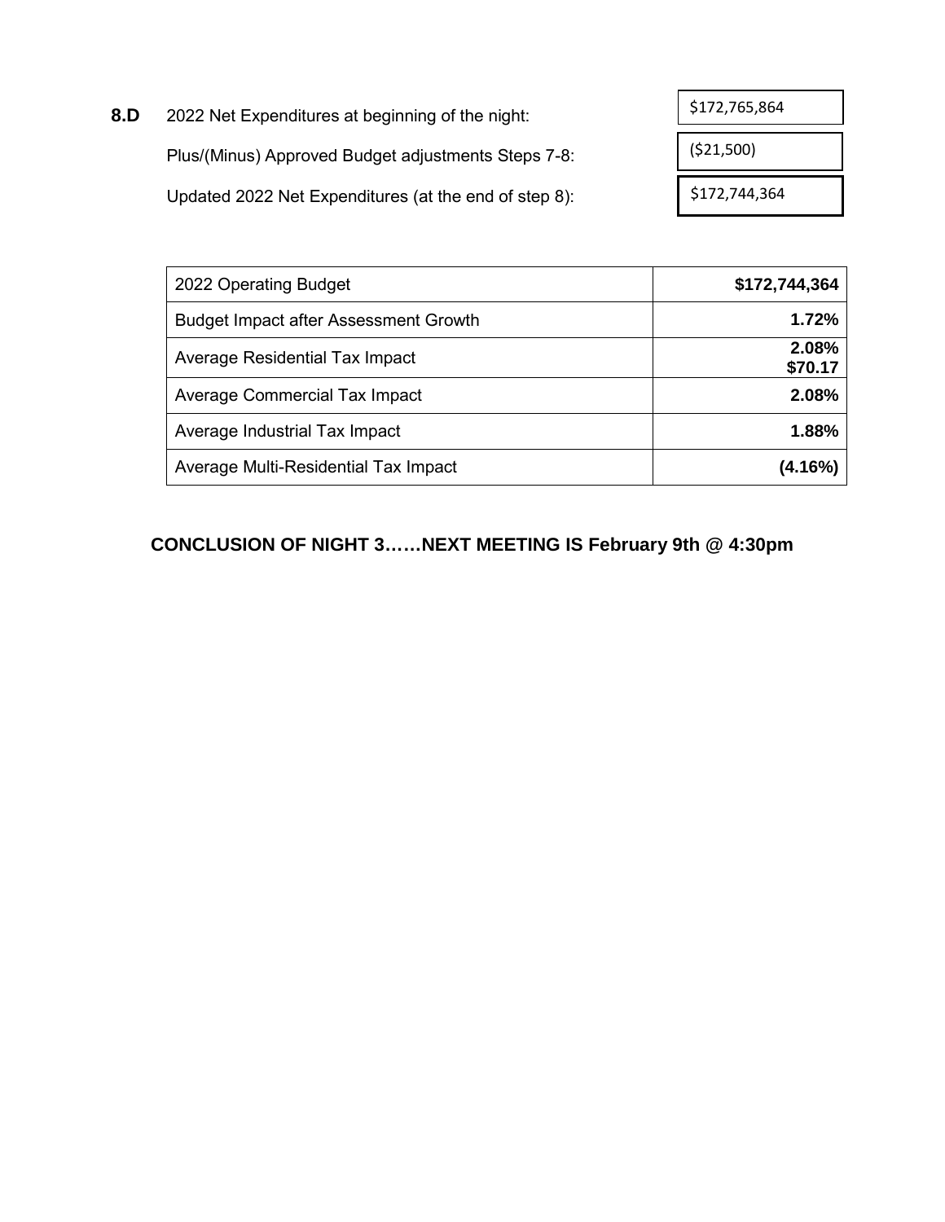**8.D** 2022 Net Expenditures at beginning of the night: $172,765,864

Plus/(Minus) Approved Budget adjustments Steps 7-8: ($21,500)

Updated 2022 Net Expenditures (at the end of step 8): $172,744,364

| 2022 Operating Budget | **$172,744,364** |
|---|---|
| Budget Impact after Assessment Growth | **1.72%** |
| Average Residential Tax Impact | **2.08%** **$70.17** |
| Average Commercial Tax Impact | **2.08%** |
| Average Industrial Tax Impact | **1.88%** |
| Average Multi-Residential Tax Impact | **(4.16%)** |

**CONCLUSION OF NIGHT 3……NEXT MEETING IS February 9th @ 4:30pm**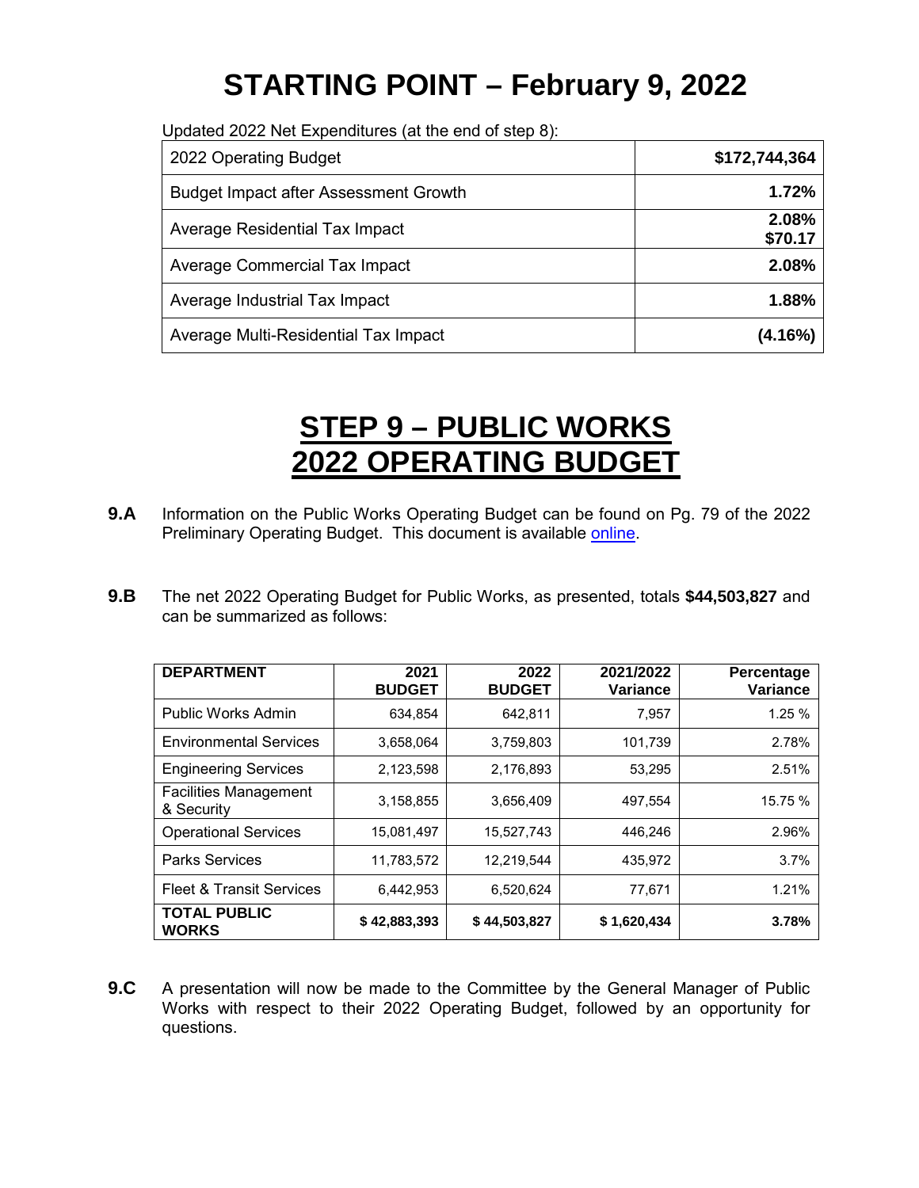# STARTING POINT – February 9, 2022

Updated 2022 Net Expenditures (at the end of step 8):

| | |
|---|---|
| 2022 Operating Budget | **$172,744,364** |
| Budget Impact after Assessment Growth | **1.72%** |
| Average Residential Tax Impact | **2.08%** **$70.17** |
| Average Commercial Tax Impact | **2.08%** |
| Average Industrial Tax Impact | **1.88%** |
| Average Multi-Residential Tax Impact | **(4.16%)** |

# STEP 9 – PUBLIC WORKS 2022 OPERATING BUDGET

**9.A** Information on the Public Works Operating Budget can be found on Pg. 79 of the 2022 Preliminary Operating Budget. This document is available online.

**9.B** The net 2022 Operating Budget for Public Works, as presented, totals **$44,503,827** and can be summarized as follows:

| DEPARTMENT | 2021 BUDGET | 2022 BUDGET | 2021/2022 Variance | Percentage Variance |
|---|---|---|---|---|
| Public Works Admin | 634,854 | 642,811 | 7,957 | 1.25 % |
| Environmental Services | 3,658,064 | 3,759,803 | 101,739 | 2.78% |
| Engineering Services | 2,123,598 | 2,176,893 | 53,295 | 2.51% |
| Facilities Management & Security | 3,158,855 | 3,656,409 | 497,554 | 15.75 % |
| Operational Services | 15,081,497 | 15,527,743 | 446,246 | 2.96% |
| Parks Services | 11,783,572 | 12,219,544 | 435,972 | 3.7% |
| Fleet & Transit Services | 6,442,953 | 6,520,624 | 77,671 | 1.21% |
| **TOTAL PUBLIC WORKS** | **$ 42,883,393** | **$ 44,503,827** | **$ 1,620,434** | **3.78%** |

**9.C** A presentation will now be made to the Committee by the General Manager of Public Works with respect to their 2022 Operating Budget, followed by an opportunity for questions.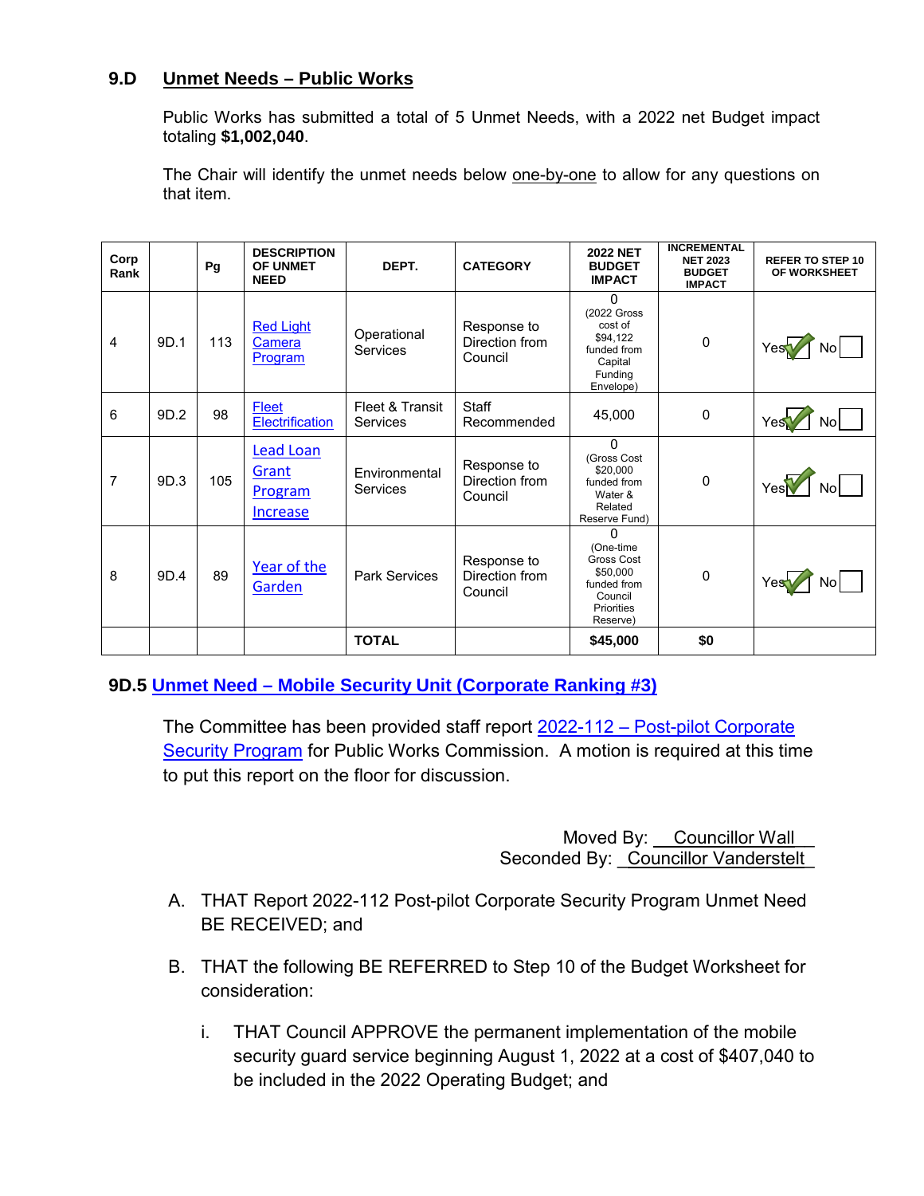## 9.D Unmet Needs – Public Works

Public Works has submitted a total of 5 Unmet Needs, with a 2022 net Budget impact totaling **$1,002,040**.

The Chair will identify the unmet needs below one-by-one to allow for any questions on that item.

| Corp Rank | | Pg | DESCRIPTION OF UNMET NEED | DEPT. | CATEGORY | 2022 NET BUDGET IMPACT | INCREMENTAL NET 2023 BUDGET IMPACT | REFER TO STEP 10 OF WORKSHEET |
|---|---|---|---|---|---|---|---|---|
| 4 | 9D.1 | 113 | Red Light Camera Program | Operational Services | Response to Direction from Council | 0 (2022 Gross cost of $94,122 funded from Capital Funding Envelope) | 0 | Yes ✓ No ☐ |
| 6 | 9D.2 | 98 | Fleet Electrification | Fleet & Transit Services | Staff Recommended | 45,000 | 0 | Yes ✓ No ☐ |
| 7 | 9D.3 | 105 | Lead Loan Grant Program Increase | Environmental Services | Response to Direction from Council | 0 (Gross Cost $20,000 funded from Water & Related Reserve Fund) | 0 | Yes ✓ No ☐ |
| 8 | 9D.4 | 89 | Year of the Garden | Park Services | Response to Direction from Council | 0 (One-time Gross Cost $50,000 funded from Council Priorities Reserve) | 0 | Yes ✓ No ☐ |
| | | | | **TOTAL** | | **$45,000** | **$0** | |

**9D.5 Unmet Need – Mobile Security Unit (Corporate Ranking #3)**

The Committee has been provided staff report 2022-112 – Post-pilot Corporate Security Program for Public Works Commission. A motion is required at this time to put this report on the floor for discussion.

Moved By: Councillor Wall
Seconded By: Councillor Vanderstelt

A. THAT Report 2022-112 Post-pilot Corporate Security Program Unmet Need BE RECEIVED; and

B. THAT the following BE REFERRED to Step 10 of the Budget Worksheet for consideration:

   i. THAT Council APPROVE the permanent implementation of the mobile security guard service beginning August 1, 2022 at a cost of $407,040 to be included in the 2022 Operating Budget; and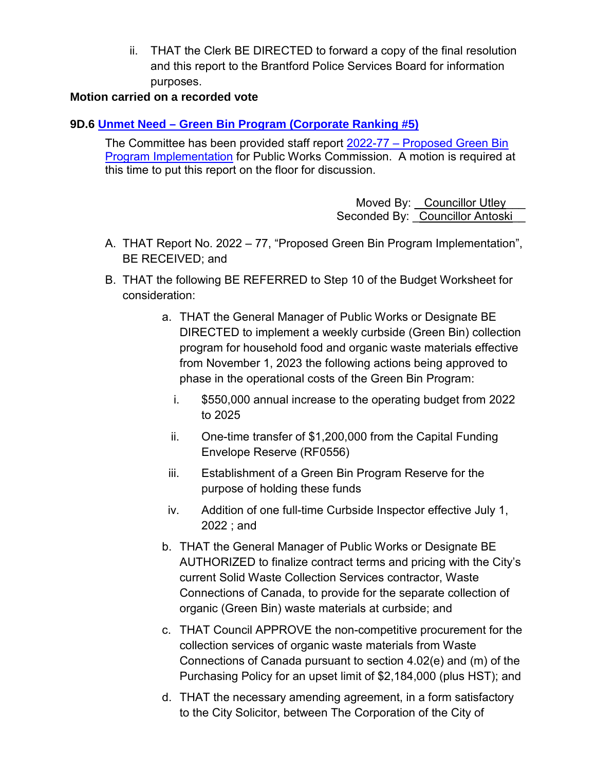ii. THAT the Clerk BE DIRECTED to forward a copy of the final resolution and this report to the Brantford Police Services Board for information purposes.

**Motion carried on a recorded vote**

**9D.6 Unmet Need – Green Bin Program (Corporate Ranking #5)**

The Committee has been provided staff report 2022-77 – Proposed Green Bin Program Implementation for Public Works Commission. A motion is required at this time to put this report on the floor for discussion.

Moved By: Councillor Utley
Seconded By: Councillor Antoski

A. THAT Report No. 2022 – 77, "Proposed Green Bin Program Implementation", BE RECEIVED; and

B. THAT the following BE REFERRED to Step 10 of the Budget Worksheet for consideration:

   a. THAT the General Manager of Public Works or Designate BE DIRECTED to implement a weekly curbside (Green Bin) collection program for household food and organic waste materials effective from November 1, 2023 the following actions being approved to phase in the operational costs of the Green Bin Program:

      i. $550,000 annual increase to the operating budget from 2022 to 2025

      ii. One-time transfer of $1,200,000 from the Capital Funding Envelope Reserve (RF0556)

      iii. Establishment of a Green Bin Program Reserve for the purpose of holding these funds

      iv. Addition of one full-time Curbside Inspector effective July 1, 2022 ; and

   b. THAT the General Manager of Public Works or Designate BE AUTHORIZED to finalize contract terms and pricing with the City's current Solid Waste Collection Services contractor, Waste Connections of Canada, to provide for the separate collection of organic (Green Bin) waste materials at curbside; and

   c. THAT Council APPROVE the non-competitive procurement for the collection services of organic waste materials from Waste Connections of Canada pursuant to section 4.02(e) and (m) of the Purchasing Policy for an upset limit of $2,184,000 (plus HST); and

   d. THAT the necessary amending agreement, in a form satisfactory to the City Solicitor, between The Corporation of the City of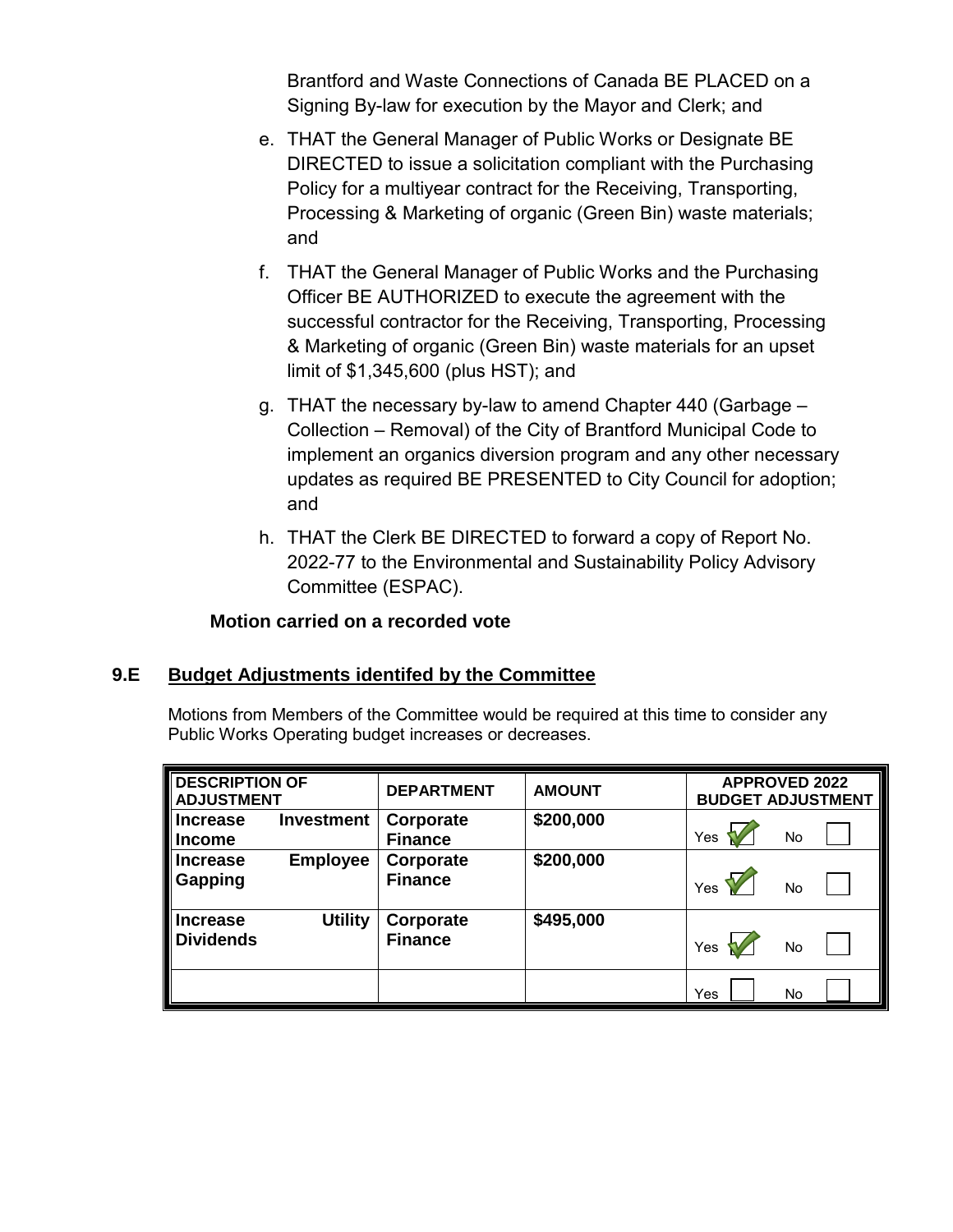Brantford and Waste Connections of Canada BE PLACED on a Signing By-law for execution by the Mayor and Clerk; and

e. THAT the General Manager of Public Works or Designate BE DIRECTED to issue a solicitation compliant with the Purchasing Policy for a multiyear contract for the Receiving, Transporting, Processing & Marketing of organic (Green Bin) waste materials; and

f. THAT the General Manager of Public Works and the Purchasing Officer BE AUTHORIZED to execute the agreement with the successful contractor for the Receiving, Transporting, Processing & Marketing of organic (Green Bin) waste materials for an upset limit of $1,345,600 (plus HST); and

g. THAT the necessary by-law to amend Chapter 440 (Garbage – Collection – Removal) of the City of Brantford Municipal Code to implement an organics diversion program and any other necessary updates as required BE PRESENTED to City Council for adoption; and

h. THAT the Clerk BE DIRECTED to forward a copy of Report No. 2022-77 to the Environmental and Sustainability Policy Advisory Committee (ESPAC).

**Motion carried on a recorded vote**

## 9.E Budget Adjustments identifed by the Committee

Motions from Members of the Committee would be required at this time to consider any Public Works Operating budget increases or decreases.

| DESCRIPTION OF ADJUSTMENT | DEPARTMENT | AMOUNT | APPROVED 2022 BUDGET ADJUSTMENT |
|---|---|---|---|
| **Increase Investment Income** | **Corporate Finance** | **$200,000** | Yes ☑ No ☐ |
| **Increase Employee Gapping** | **Corporate Finance** | **$200,000** | Yes ☑ No ☐ |
| **Increase Utility Dividends** | **Corporate Finance** | **$495,000** | Yes ☑ No ☐ |
| | | | Yes ☐ No ☐ |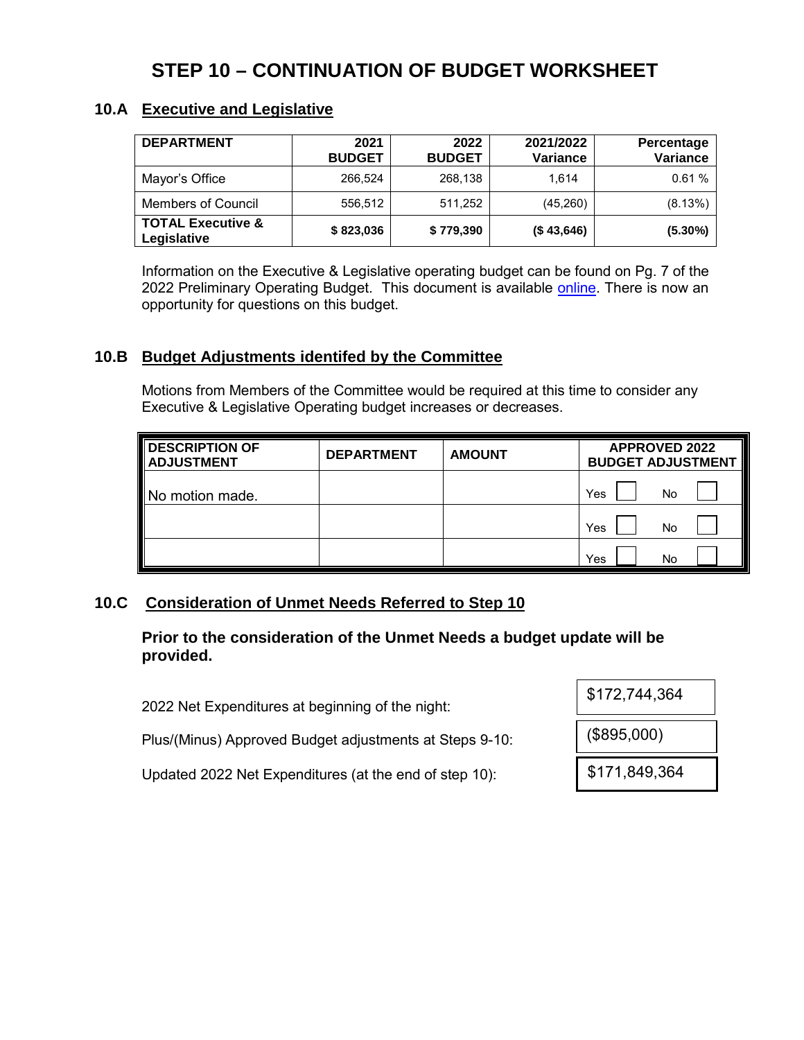# STEP 10 – CONTINUATION OF BUDGET WORKSHEET

## 10.A Executive and Legislative

| DEPARTMENT | 2021 BUDGET | 2022 BUDGET | 2021/2022 Variance | Percentage Variance |
|---|---|---|---|---|
| Mayor's Office | 266,524 | 268,138 | 1,614 | 0.61 % |
| Members of Council | 556,512 | 511,252 | (45,260) | (8.13%) |
| **TOTAL Executive & Legislative** | **$ 823,036** | **$ 779,390** | **($ 43,646)** | **(5.30%)** |

Information on the Executive & Legislative operating budget can be found on Pg. 7 of the 2022 Preliminary Operating Budget. This document is available online. There is now an opportunity for questions on this budget.

## 10.B Budget Adjustments identifed by the Committee

Motions from Members of the Committee would be required at this time to consider any Executive & Legislative Operating budget increases or decreases.

| DESCRIPTION OF ADJUSTMENT | DEPARTMENT | AMOUNT | APPROVED 2022 BUDGET ADJUSTMENT |
|---|---|---|---|
| No motion made. | | | Yes ☐ No ☐ |
| | | | Yes ☐ No ☐ |
| | | | Yes ☐ No ☐ |

## 10.C Consideration of Unmet Needs Referred to Step 10

**Prior to the consideration of the Unmet Needs a budget update will be provided.**

| | |
|---|---|
| 2022 Net Expenditures at beginning of the night: | $172,744,364 |
| Plus/(Minus) Approved Budget adjustments at Steps 9-10: | ($895,000) |
| Updated 2022 Net Expenditures (at the end of step 10): | $171,849,364 |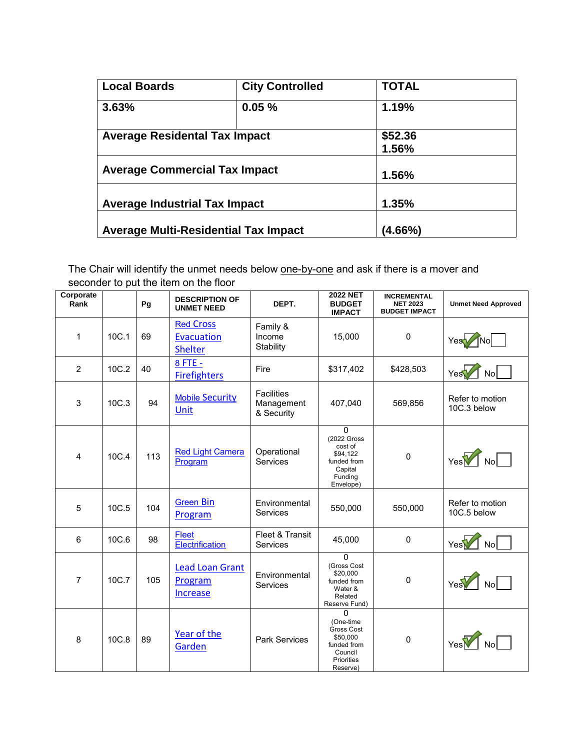| Local Boards | City Controlled | TOTAL |
|---|---|---|
| 3.63% | 0.05 % | 1.19% |
| Average Residental Tax Impact | | $52.36<br>1.56% |
| Average Commercial Tax Impact | | 1.56% |
| Average Industrial Tax Impact | | 1.35% |
| Average Multi-Residential Tax Impact | | (4.66%) |

The Chair will identify the unmet needs below one-by-one and ask if there is a mover and seconder to put the item on the floor

| Corporate Rank | | Pg | DESCRIPTION OF UNMET NEED | DEPT. | 2022 NET BUDGET IMPACT | INCREMENTAL NET 2023 BUDGET IMPACT | Unmet Need Approved |
|---|---|---|---|---|---|---|---|
| 1 | 10C.1 | 69 | Red Cross Evacuation Shelter | Family & Income Stability | 15,000 | 0 | Yes ✓ No ☐ |
| 2 | 10C.2 | 40 | 8 FTE - Firefighters | Fire | $317,402 | $428,503 | Yes ✓ No ☐ |
| 3 | 10C.3 | 94 | Mobile Security Unit | Facilities Management & Security | 407,040 | 569,856 | Refer to motion 10C.3 below |
| 4 | 10C.4 | 113 | Red Light Camera Program | Operational Services | 0 (2022 Gross cost of $94,122 funded from Capital Funding Envelope) | 0 | Yes ✓ No ☐ |
| 5 | 10C.5 | 104 | Green Bin Program | Environmental Services | 550,000 | 550,000 | Refer to motion 10C.5 below |
| 6 | 10C.6 | 98 | Fleet Electrification | Fleet & Transit Services | 45,000 | 0 | Yes ✓ No ☐ |
| 7 | 10C.7 | 105 | Lead Loan Grant Program Increase | Environmental Services | 0 (Gross Cost $20,000 funded from Water & Related Reserve Fund) | 0 | Yes ✓ No ☐ |
| 8 | 10C.8 | 89 | Year of the Garden | Park Services | 0 (One-time Gross Cost $50,000 funded from Council Priorities Reserve) | 0 | Yes ✓ No ☐ |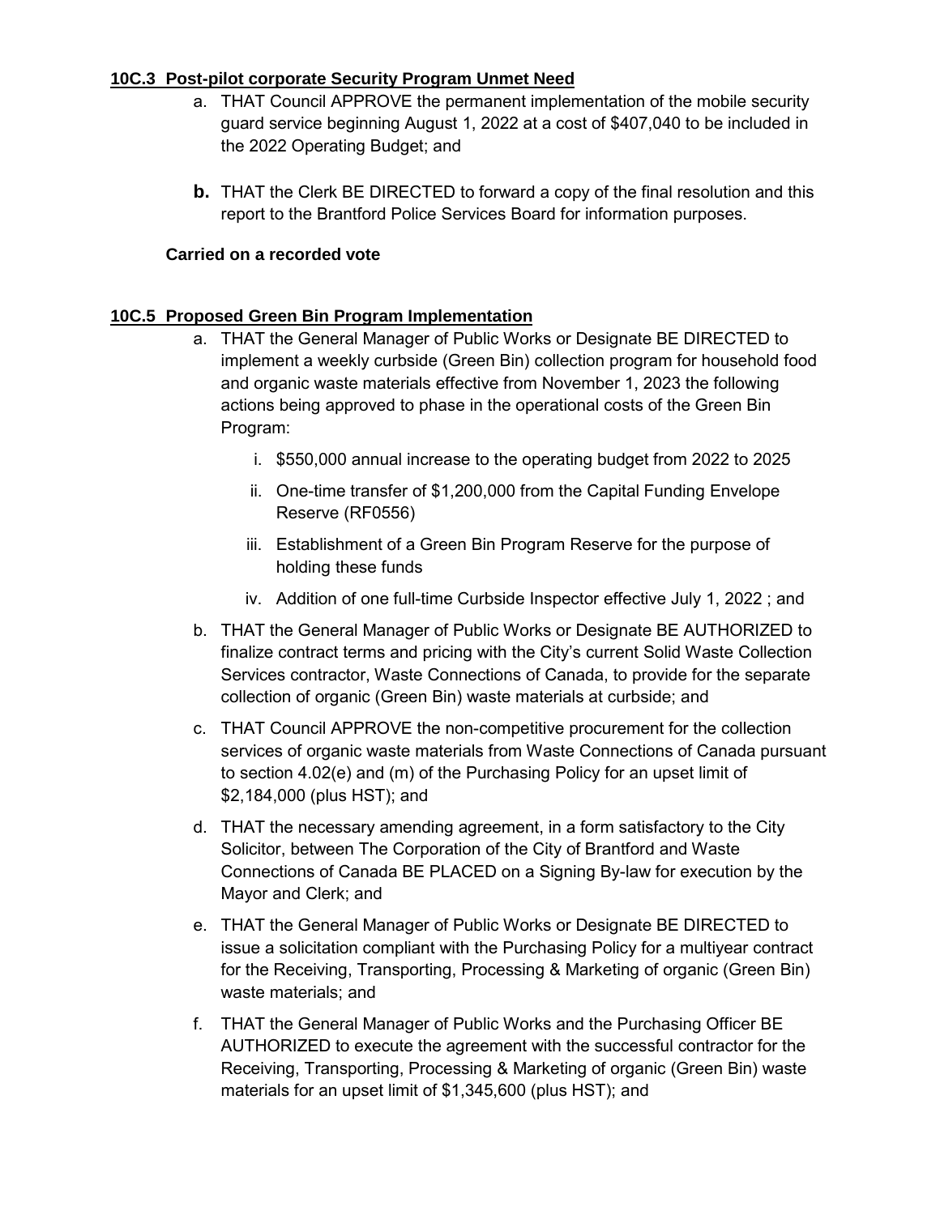**10C.3 Post-pilot corporate Security Program Unmet Need**

a. THAT Council APPROVE the permanent implementation of the mobile security guard service beginning August 1, 2022 at a cost of $407,040 to be included in the 2022 Operating Budget; and

b. THAT the Clerk BE DIRECTED to forward a copy of the final resolution and this report to the Brantford Police Services Board for information purposes.

**Carried on a recorded vote**

**10C.5 Proposed Green Bin Program Implementation**

a. THAT the General Manager of Public Works or Designate BE DIRECTED to implement a weekly curbside (Green Bin) collection program for household food and organic waste materials effective from November 1, 2023 the following actions being approved to phase in the operational costs of the Green Bin Program:

   i. $550,000 annual increase to the operating budget from 2022 to 2025

   ii. One-time transfer of $1,200,000 from the Capital Funding Envelope Reserve (RF0556)

   iii. Establishment of a Green Bin Program Reserve for the purpose of holding these funds

   iv. Addition of one full-time Curbside Inspector effective July 1, 2022 ; and

b. THAT the General Manager of Public Works or Designate BE AUTHORIZED to finalize contract terms and pricing with the City's current Solid Waste Collection Services contractor, Waste Connections of Canada, to provide for the separate collection of organic (Green Bin) waste materials at curbside; and

c. THAT Council APPROVE the non-competitive procurement for the collection services of organic waste materials from Waste Connections of Canada pursuant to section 4.02(e) and (m) of the Purchasing Policy for an upset limit of $2,184,000 (plus HST); and

d. THAT the necessary amending agreement, in a form satisfactory to the City Solicitor, between The Corporation of the City of Brantford and Waste Connections of Canada BE PLACED on a Signing By-law for execution by the Mayor and Clerk; and

e. THAT the General Manager of Public Works or Designate BE DIRECTED to issue a solicitation compliant with the Purchasing Policy for a multiyear contract for the Receiving, Transporting, Processing & Marketing of organic (Green Bin) waste materials; and

f. THAT the General Manager of Public Works and the Purchasing Officer BE AUTHORIZED to execute the agreement with the successful contractor for the Receiving, Transporting, Processing & Marketing of organic (Green Bin) waste materials for an upset limit of $1,345,600 (plus HST); and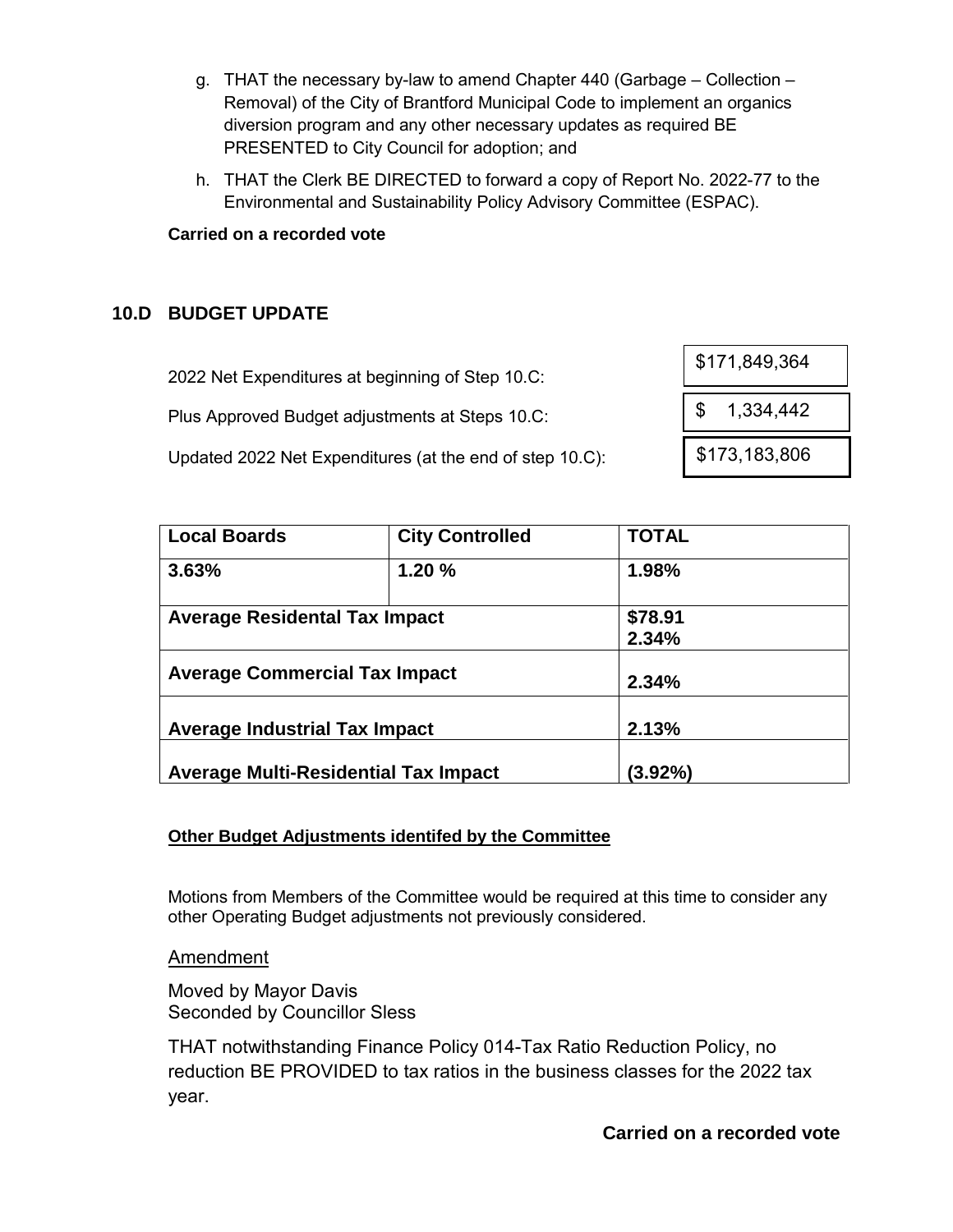g. THAT the necessary by-law to amend Chapter 440 (Garbage – Collection – Removal) of the City of Brantford Municipal Code to implement an organics diversion program and any other necessary updates as required BE PRESENTED to City Council for adoption; and

h. THAT the Clerk BE DIRECTED to forward a copy of Report No. 2022-77 to the Environmental and Sustainability Policy Advisory Committee (ESPAC).

**Carried on a recorded vote**

## 10.D BUDGET UPDATE

| | |
|---|---|
| 2022 Net Expenditures at beginning of Step 10.C: | $171,849,364 |
| Plus Approved Budget adjustments at Steps 10.C: | $ 1,334,442 |
| Updated 2022 Net Expenditures (at the end of step 10.C): | $173,183,806 |

| Local Boards | City Controlled | TOTAL |
|---|---|---|
| 3.63% | 1.20 % | 1.98% |
| Average Residental Tax Impact | | $78.91<br>2.34% |
| Average Commercial Tax Impact | | 2.34% |
| Average Industrial Tax Impact | | 2.13% |
| Average Multi-Residential Tax Impact | | (3.92%) |

**Other Budget Adjustments identifed by the Committee**

Motions from Members of the Committee would be required at this time to consider any other Operating Budget adjustments not previously considered.

Amendment

Moved by Mayor Davis
Seconded by Councillor Sless

THAT notwithstanding Finance Policy 014-Tax Ratio Reduction Policy, no reduction BE PROVIDED to tax ratios in the business classes for the 2022 tax year.

**Carried on a recorded vote**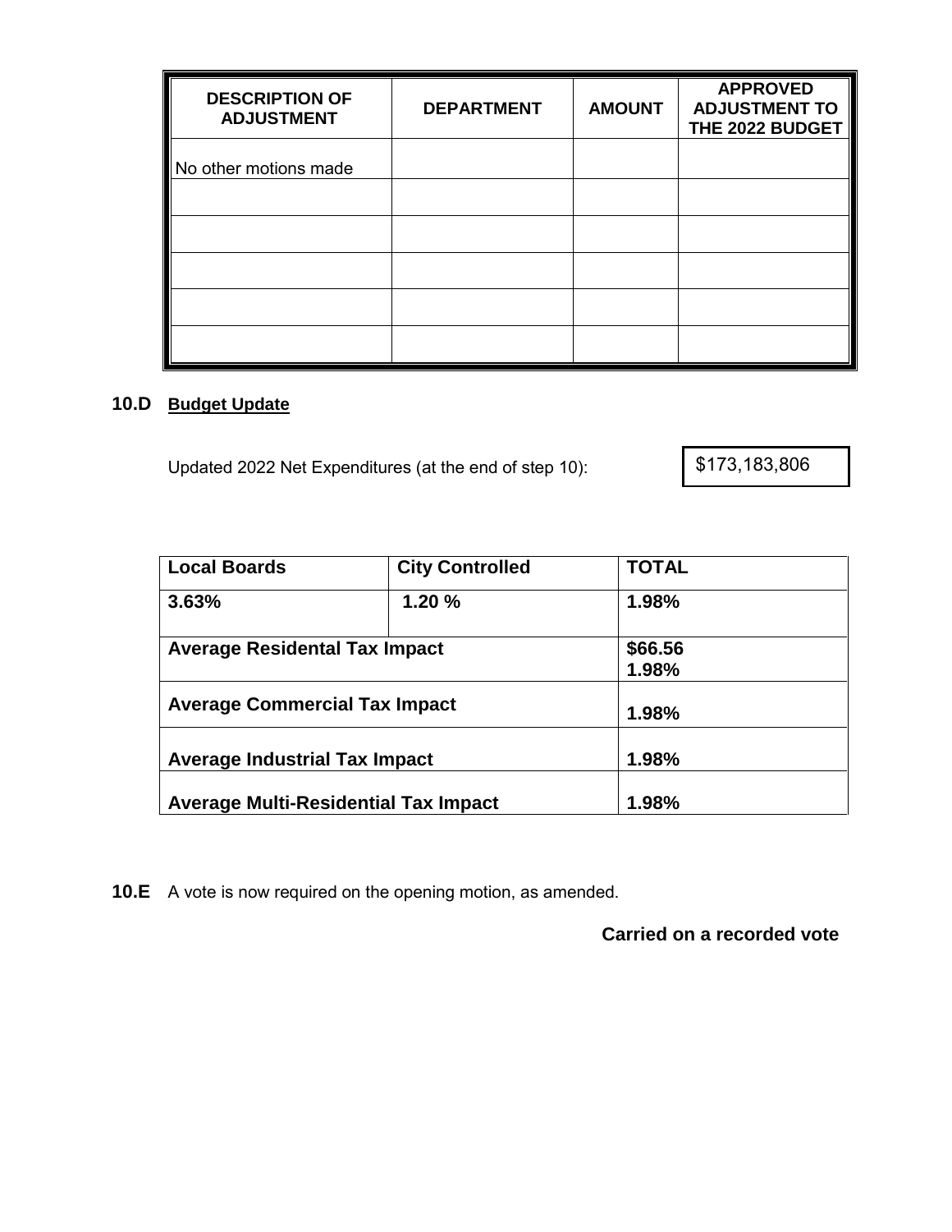| DESCRIPTION OF ADJUSTMENT | DEPARTMENT | AMOUNT | APPROVED ADJUSTMENT TO THE 2022 BUDGET |
|---|---|---|---|
| No other motions made | | | |
| | | | |
| | | | |
| | | | |
| | | | |
| | | | |

**10.D** **Budget Update**

Updated 2022 Net Expenditures (at the end of step 10): $173,183,806

| Local Boards | City Controlled | TOTAL |
|---|---|---|
| **3.63%** | **1.20 %** | **1.98%** |
| **Average Residental Tax Impact** | | **$66.56**<br>**1.98%** |
| **Average Commercial Tax Impact** | | **1.98%** |
| **Average Industrial Tax Impact** | | **1.98%** |
| **Average Multi-Residential Tax Impact** | | **1.98%** |

**10.E** A vote is now required on the opening motion, as amended.

**Carried on a recorded vote**